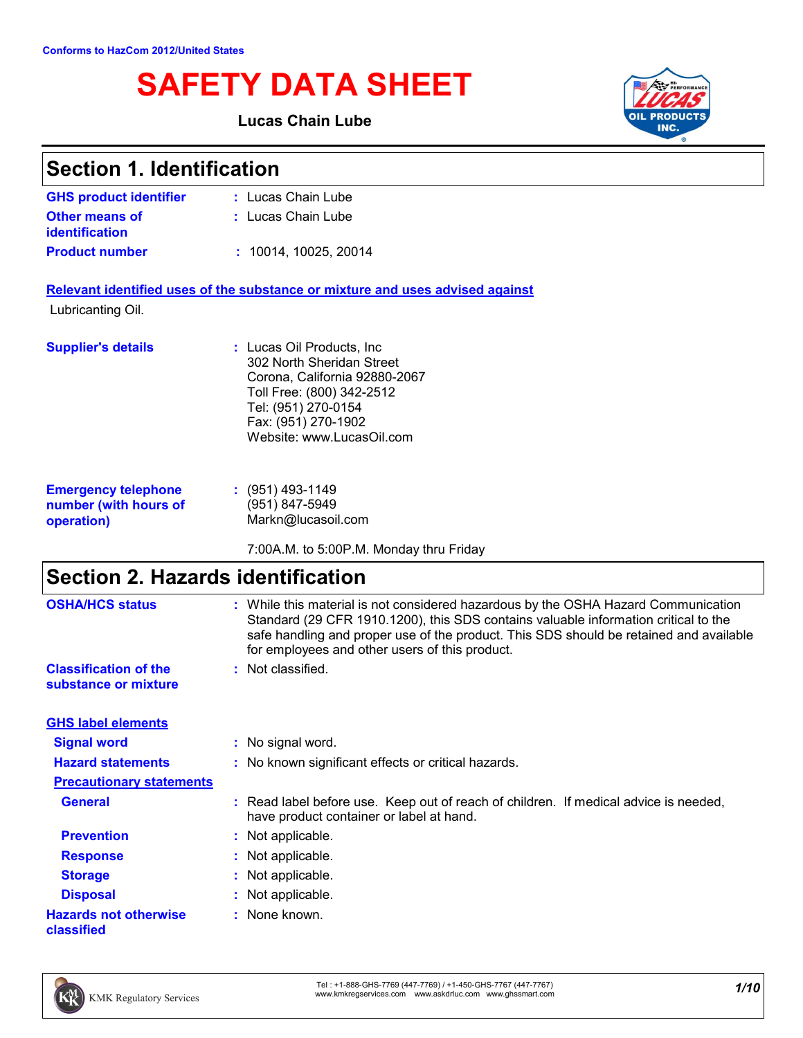Conforms to HazCom 2012/United States

# SAFETY DATA SHEET

**Lucas Chain Lube**

## Section 1. Identification

**GHS product identifier** : Lucas Chain Lube

**Other means of identification** : Lucas Chain Lube

**Product number** : 10014, 10025, 20014

**Relevant identified uses of the substance or mixture and uses advised against**

Lubricating Oil.

**Supplier's details** : Lucas Oil Products, Inc
302 North Sheridan Street
Corona, California 92880-2067
Toll Free: (800) 342-2512
Tel: (951) 270-0154
Fax: (951) 270-1902
Website: www.LucasOil.com

**Emergency telephone number (with hours of operation)** : (951) 493-1149
(951) 847-5949
Markn@lucasoil.com

7:00A.M. to 5:00P.M. Monday thru Friday

## Section 2. Hazards identification

**OSHA/HCS status** : While this material is not considered hazardous by the OSHA Hazard Communication Standard (29 CFR 1910.1200), this SDS contains valuable information critical to the safe handling and proper use of the product. This SDS should be retained and available for employees and other users of this product.

**Classification of the substance or mixture** : Not classified.

**GHS label elements**

**Signal word** : No signal word.

**Hazard statements** : No known significant effects or critical hazards.

**Precautionary statements**

**General** : Read label before use. Keep out of reach of children. If medical advice is needed, have product container or label at hand.

**Prevention** : Not applicable.

**Response** : Not applicable.

**Storage** : Not applicable.

**Disposal** : Not applicable.

**Hazards not otherwise classified** : None known.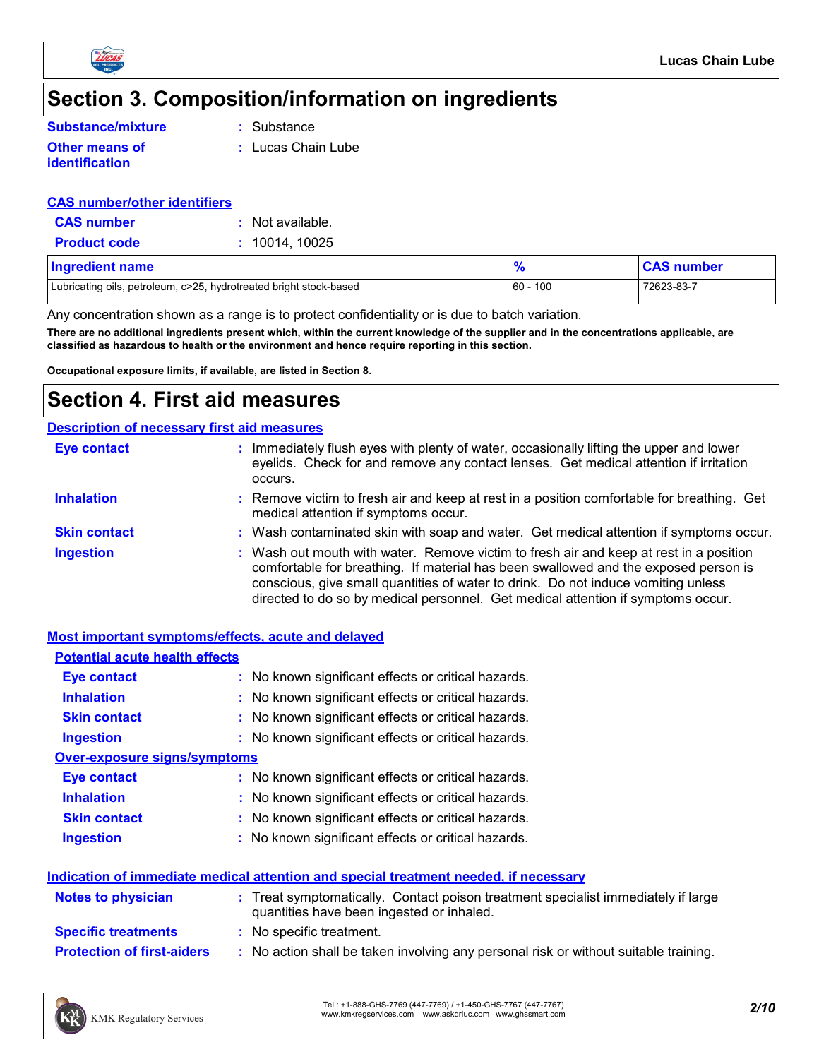# Section 3. Composition/information on ingredients

**Substance/mixture** : Substance

**Other means of identification** : Lucas Chain Lube

## CAS number/other identifiers

**CAS number** : Not available.

**Product code** : 10014, 10025

| Ingredient name | % | CAS number |
|---|---|---|
| Lubricating oils, petroleum, c>25, hydrotreated bright stock-based | 60 - 100 | 72623-83-7 |

Any concentration shown as a range is to protect confidentiality or is due to batch variation.

**There are no additional ingredients present which, within the current knowledge of the supplier and in the concentrations applicable, are classified as hazardous to health or the environment and hence require reporting in this section.**

**Occupational exposure limits, if available, are listed in Section 8.**

# Section 4. First aid measures

## Description of necessary first aid measures

**Eye contact** : Immediately flush eyes with plenty of water, occasionally lifting the upper and lower eyelids. Check for and remove any contact lenses. Get medical attention if irritation occurs.

**Inhalation** : Remove victim to fresh air and keep at rest in a position comfortable for breathing. Get medical attention if symptoms occur.

**Skin contact** : Wash contaminated skin with soap and water. Get medical attention if symptoms occur.

**Ingestion** : Wash out mouth with water. Remove victim to fresh air and keep at rest in a position comfortable for breathing. If material has been swallowed and the exposed person is conscious, give small quantities of water to drink. Do not induce vomiting unless directed to do so by medical personnel. Get medical attention if symptoms occur.

## Most important symptoms/effects, acute and delayed

### Potential acute health effects

**Eye contact** : No known significant effects or critical hazards.

**Inhalation** : No known significant effects or critical hazards.

**Skin contact** : No known significant effects or critical hazards.

**Ingestion** : No known significant effects or critical hazards.

### Over-exposure signs/symptoms

**Eye contact** : No known significant effects or critical hazards.

**Inhalation** : No known significant effects or critical hazards.

**Skin contact** : No known significant effects or critical hazards.

**Ingestion** : No known significant effects or critical hazards.

## Indication of immediate medical attention and special treatment needed, if necessary

**Notes to physician** : Treat symptomatically. Contact poison treatment specialist immediately if large quantities have been ingested or inhaled.

**Specific treatments** : No specific treatment.

**Protection of first-aiders** : No action shall be taken involving any personal risk or without suitable training.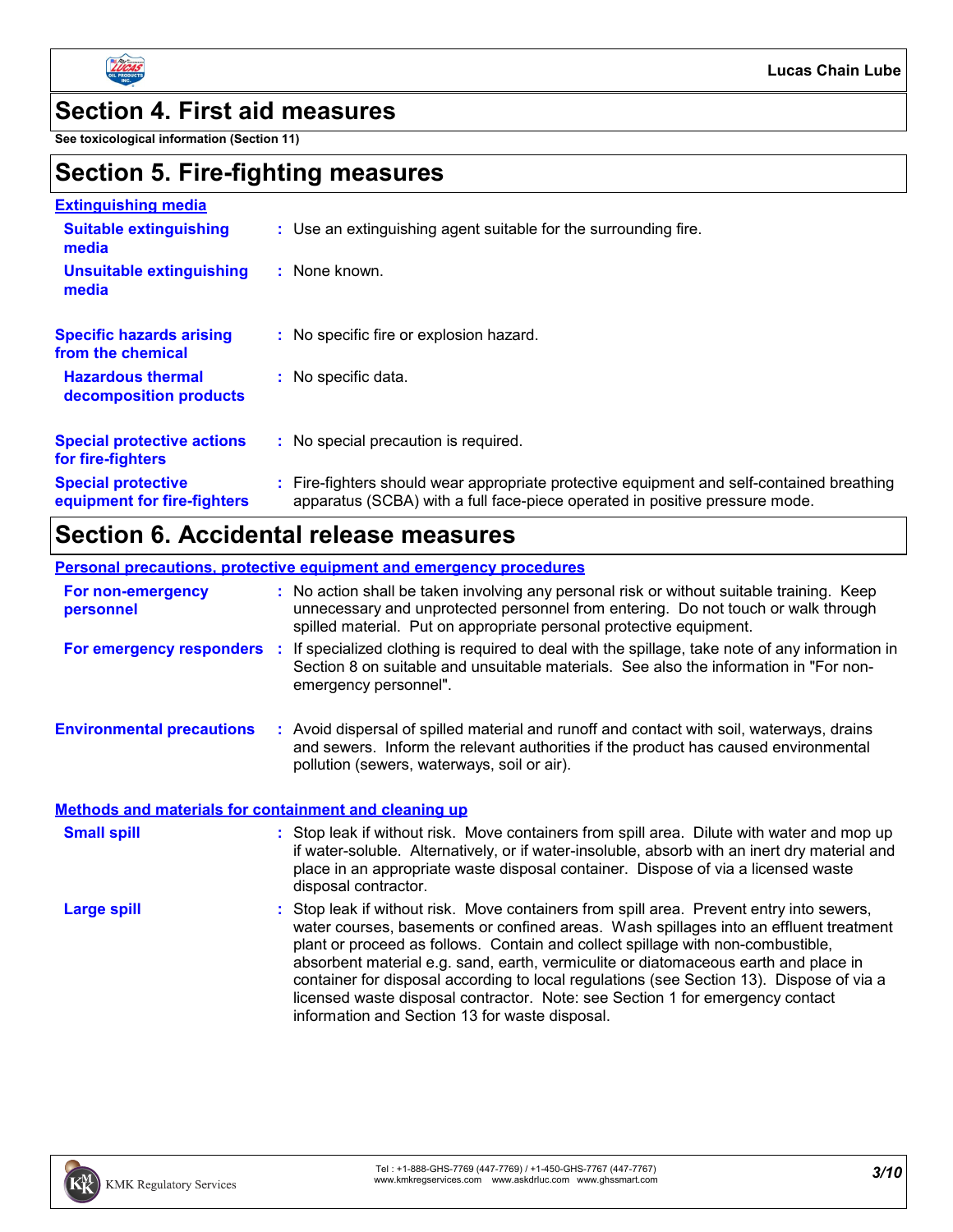## Section 4. First aid measures

**See toxicological information (Section 11)**

## Section 5. Fire-fighting measures

**Extinguishing media**

| | |
|---|---|
| **Suitable extinguishing media** | : Use an extinguishing agent suitable for the surrounding fire. |
| **Unsuitable extinguishing media** | : None known. |
| **Specific hazards arising from the chemical** | : No specific fire or explosion hazard. |
| **Hazardous thermal decomposition products** | : No specific data. |
| **Special protective actions for fire-fighters** | : No special precaution is required. |
| **Special protective equipment for fire-fighters** | : Fire-fighters should wear appropriate protective equipment and self-contained breathing apparatus (SCBA) with a full face-piece operated in positive pressure mode. |

## Section 6. Accidental release measures

**Personal precautions, protective equipment and emergency procedures**

| | |
|---|---|
| **For non-emergency personnel** | : No action shall be taken involving any personal risk or without suitable training. Keep unnecessary and unprotected personnel from entering. Do not touch or walk through spilled material. Put on appropriate personal protective equipment. |
| **For emergency responders** | : If specialized clothing is required to deal with the spillage, take note of any information in Section 8 on suitable and unsuitable materials. See also the information in "For non-emergency personnel". |
| **Environmental precautions** | : Avoid dispersal of spilled material and runoff and contact with soil, waterways, drains and sewers. Inform the relevant authorities if the product has caused environmental pollution (sewers, waterways, soil or air). |

**Methods and materials for containment and cleaning up**

| | |
|---|---|
| **Small spill** | : Stop leak if without risk. Move containers from spill area. Dilute with water and mop up if water-soluble. Alternatively, or if water-insoluble, absorb with an inert dry material and place in an appropriate waste disposal container. Dispose of via a licensed waste disposal contractor. |
| **Large spill** | : Stop leak if without risk. Move containers from spill area. Prevent entry into sewers, water courses, basements or confined areas. Wash spillages into an effluent treatment plant or proceed as follows. Contain and collect spillage with non-combustible, absorbent material e.g. sand, earth, vermiculite or diatomaceous earth and place in container for disposal according to local regulations (see Section 13). Dispose of via a licensed waste disposal contractor. Note: see Section 1 for emergency contact information and Section 13 for waste disposal. |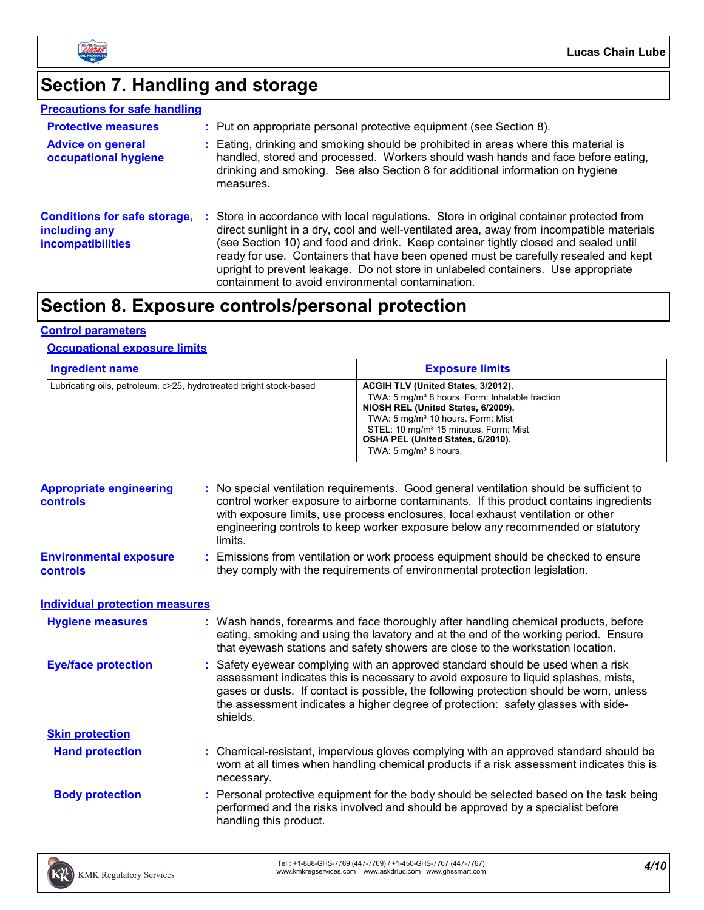# Section 7. Handling and storage

## Precautions for safe handling

**Protective measures** : Put on appropriate personal protective equipment (see Section 8).

**Advice on general occupational hygiene** : Eating, drinking and smoking should be prohibited in areas where this material is handled, stored and processed. Workers should wash hands and face before eating, drinking and smoking. See also Section 8 for additional information on hygiene measures.

**Conditions for safe storage, including any incompatibilities** : Store in accordance with local regulations. Store in original container protected from direct sunlight in a dry, cool and well-ventilated area, away from incompatible materials (see Section 10) and food and drink. Keep container tightly closed and sealed until ready for use. Containers that have been opened must be carefully resealed and kept upright to prevent leakage. Do not store in unlabeled containers. Use appropriate containment to avoid environmental contamination.

# Section 8. Exposure controls/personal protection

## Control parameters

### Occupational exposure limits

| Ingredient name | Exposure limits |
|---|---|
| Lubricating oils, petroleum, c>25, hydrotreated bright stock-based | **ACGIH TLV (United States, 3/2012).**<br>TWA: 5 mg/m³ 8 hours. Form: Inhalable fraction<br>**NIOSH REL (United States, 6/2009).**<br>TWA: 5 mg/m³ 10 hours. Form: Mist<br>STEL: 10 mg/m³ 15 minutes. Form: Mist<br>**OSHA PEL (United States, 6/2010).**<br>TWA: 5 mg/m³ 8 hours. |

**Appropriate engineering controls** : No special ventilation requirements. Good general ventilation should be sufficient to control worker exposure to airborne contaminants. If this product contains ingredients with exposure limits, use process enclosures, local exhaust ventilation or other engineering controls to keep worker exposure below any recommended or statutory limits.

**Environmental exposure controls** : Emissions from ventilation or work process equipment should be checked to ensure they comply with the requirements of environmental protection legislation.

## Individual protection measures

**Hygiene measures** : Wash hands, forearms and face thoroughly after handling chemical products, before eating, smoking and using the lavatory and at the end of the working period. Ensure that eyewash stations and safety showers are close to the workstation location.

**Eye/face protection** : Safety eyewear complying with an approved standard should be used when a risk assessment indicates this is necessary to avoid exposure to liquid splashes, mists, gases or dusts. If contact is possible, the following protection should be worn, unless the assessment indicates a higher degree of protection: safety glasses with side-shields.

### Skin protection

**Hand protection** : Chemical-resistant, impervious gloves complying with an approved standard should be worn at all times when handling chemical products if a risk assessment indicates this is necessary.

**Body protection** : Personal protective equipment for the body should be selected based on the task being performed and the risks involved and should be approved by a specialist before handling this product.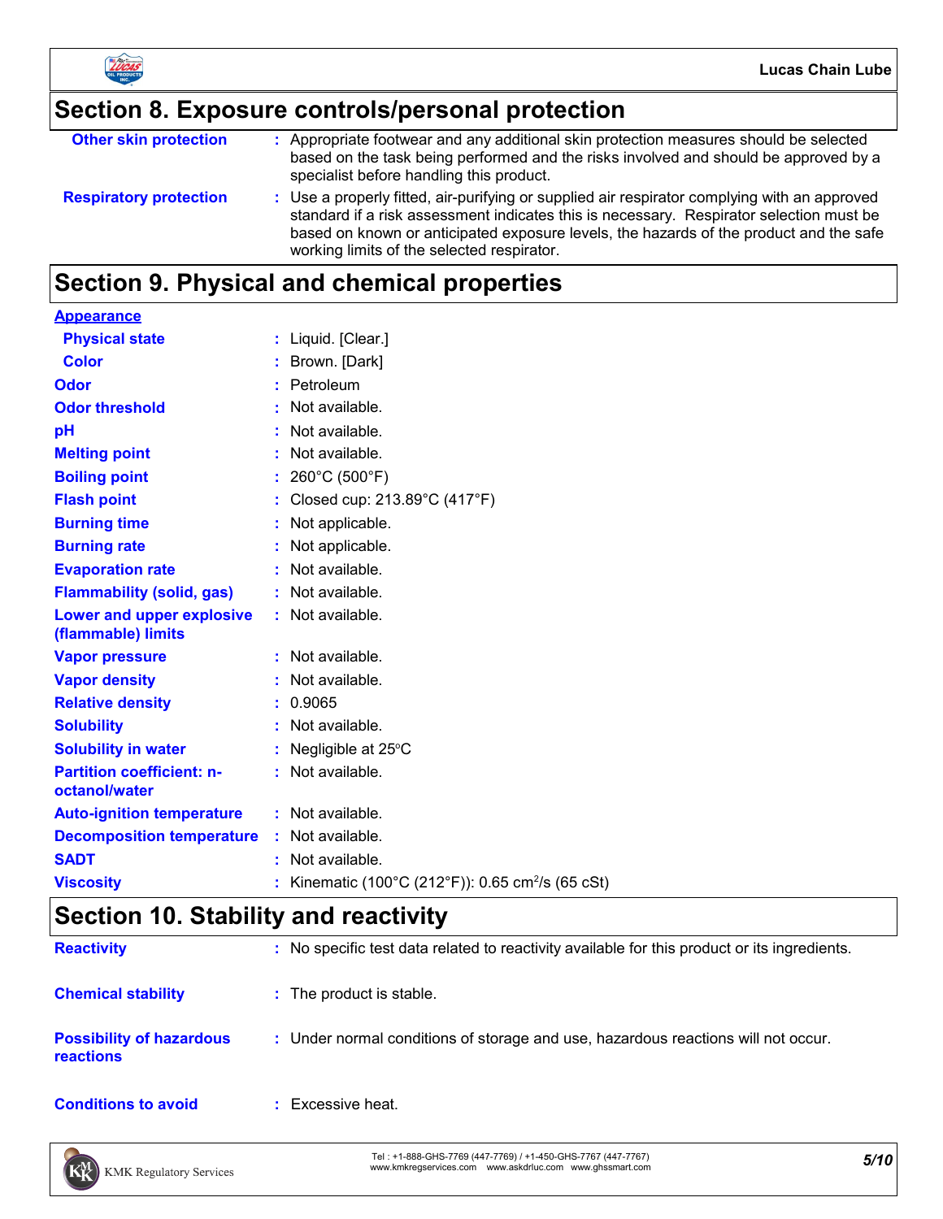## Section 8. Exposure controls/personal protection

| | |
|---|---|
| **Other skin protection** | : Appropriate footwear and any additional skin protection measures should be selected based on the task being performed and the risks involved and should be approved by a specialist before handling this product. |
| **Respiratory protection** | : Use a properly fitted, air-purifying or supplied air respirator complying with an approved standard if a risk assessment indicates this is necessary. Respirator selection must be based on known or anticipated exposure levels, the hazards of the product and the safe working limits of the selected respirator. |

## Section 9. Physical and chemical properties

**Appearance**

| | |
|---|---|
| **Physical state** | : Liquid. [Clear.] |
| **Color** | : Brown. [Dark] |
| **Odor** | : Petroleum |
| **Odor threshold** | : Not available. |
| **pH** | : Not available. |
| **Melting point** | : Not available. |
| **Boiling point** | : 260°C (500°F) |
| **Flash point** | : Closed cup: 213.89°C (417°F) |
| **Burning time** | : Not applicable. |
| **Burning rate** | : Not applicable. |
| **Evaporation rate** | : Not available. |
| **Flammability (solid, gas)** | : Not available. |
| **Lower and upper explosive (flammable) limits** | : Not available. |
| **Vapor pressure** | : Not available. |
| **Vapor density** | : Not available. |
| **Relative density** | : 0.9065 |
| **Solubility** | : Not available. |
| **Solubility in water** | : Negligible at 25°C |
| **Partition coefficient: n-octanol/water** | : Not available. |
| **Auto-ignition temperature** | : Not available. |
| **Decomposition temperature** | : Not available. |
| **SADT** | : Not available. |
| **Viscosity** | : Kinematic (100°C (212°F)): 0.65 $cm^2/s$ (65 cSt) |

## Section 10. Stability and reactivity

| | |
|---|---|
| **Reactivity** | : No specific test data related to reactivity available for this product or its ingredients. |
| **Chemical stability** | : The product is stable. |
| **Possibility of hazardous reactions** | : Under normal conditions of storage and use, hazardous reactions will not occur. |
| **Conditions to avoid** | : Excessive heat. |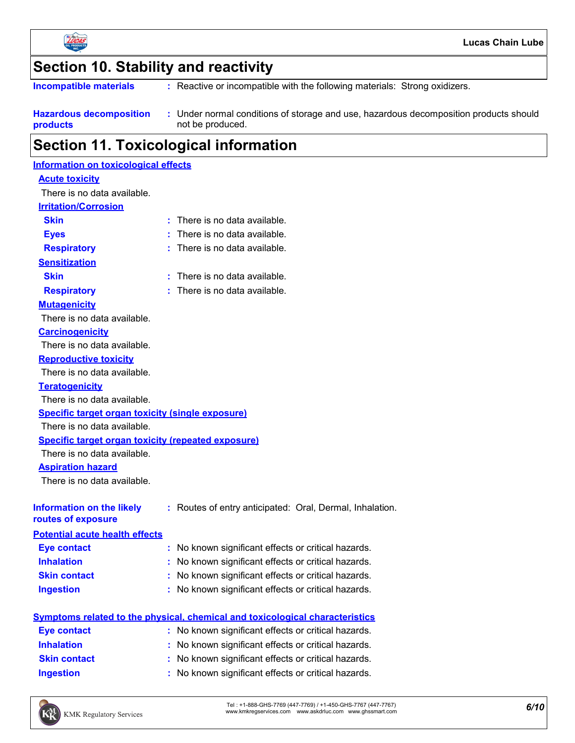## Section 10. Stability and reactivity

**Incompatible materials** : Reactive or incompatible with the following materials: Strong oxidizers.

**Hazardous decomposition products** : Under normal conditions of storage and use, hazardous decomposition products should not be produced.

## Section 11. Toxicological information

### Information on toxicological effects

**Acute toxicity**

There is no data available.

**Irritation/Corrosion**

- **Skin** : There is no data available.
- **Eyes** : There is no data available.
- **Respiratory** : There is no data available.

**Sensitization**

- **Skin** : There is no data available.
- **Respiratory** : There is no data available.

**Mutagenicity**

There is no data available.

**Carcinogenicity**

There is no data available.

**Reproductive toxicity**

There is no data available.

**Teratogenicity**

There is no data available.

**Specific target organ toxicity (single exposure)**

There is no data available.

**Specific target organ toxicity (repeated exposure)**

There is no data available.

**Aspiration hazard**

There is no data available.

**Information on the likely routes of exposure** : Routes of entry anticipated: Oral, Dermal, Inhalation.

### Potential acute health effects

- **Eye contact** : No known significant effects or critical hazards.
- **Inhalation** : No known significant effects or critical hazards.
- **Skin contact** : No known significant effects or critical hazards.
- **Ingestion** : No known significant effects or critical hazards.

### Symptoms related to the physical, chemical and toxicological characteristics

- **Eye contact** : No known significant effects or critical hazards.
- **Inhalation** : No known significant effects or critical hazards.
- **Skin contact** : No known significant effects or critical hazards.
- **Ingestion** : No known significant effects or critical hazards.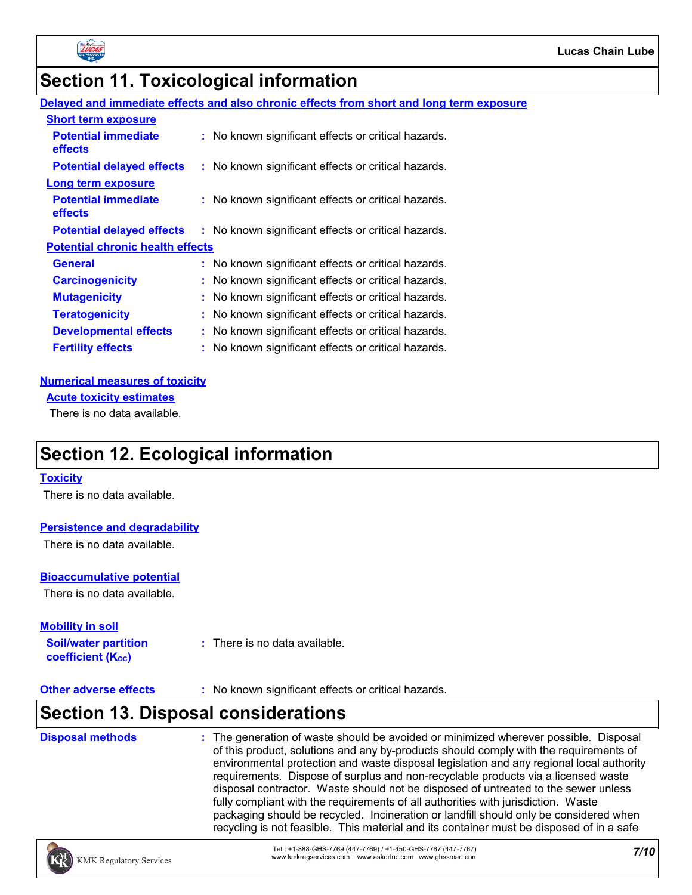# Section 11. Toxicological information

**Delayed and immediate effects and also chronic effects from short and long term exposure**

**Short term exposure**

**Potential immediate effects** : No known significant effects or critical hazards.

**Potential delayed effects** : No known significant effects or critical hazards.

**Long term exposure**

**Potential immediate effects** : No known significant effects or critical hazards.

**Potential delayed effects** : No known significant effects or critical hazards.

**Potential chronic health effects**

**General** : No known significant effects or critical hazards.

**Carcinogenicity** : No known significant effects or critical hazards.

**Mutagenicity** : No known significant effects or critical hazards.

**Teratogenicity** : No known significant effects or critical hazards.

**Developmental effects** : No known significant effects or critical hazards.

**Fertility effects** : No known significant effects or critical hazards.

**Numerical measures of toxicity**

**Acute toxicity estimates**

There is no data available.

# Section 12. Ecological information

**Toxicity**

There is no data available.

**Persistence and degradability**

There is no data available.

**Bioaccumulative potential**

There is no data available.

**Mobility in soil**

**Soil/water partition coefficient ($K_{OC}$)** : There is no data available.

**Other adverse effects** : No known significant effects or critical hazards.

# Section 13. Disposal considerations

**Disposal methods** : The generation of waste should be avoided or minimized wherever possible. Disposal of this product, solutions and any by-products should comply with the requirements of environmental protection and waste disposal legislation and any regional local authority requirements. Dispose of surplus and non-recyclable products via a licensed waste disposal contractor. Waste should not be disposed of untreated to the sewer unless fully compliant with the requirements of all authorities with jurisdiction. Waste packaging should be recycled. Incineration or landfill should only be considered when recycling is not feasible. This material and its container must be disposed of in a safe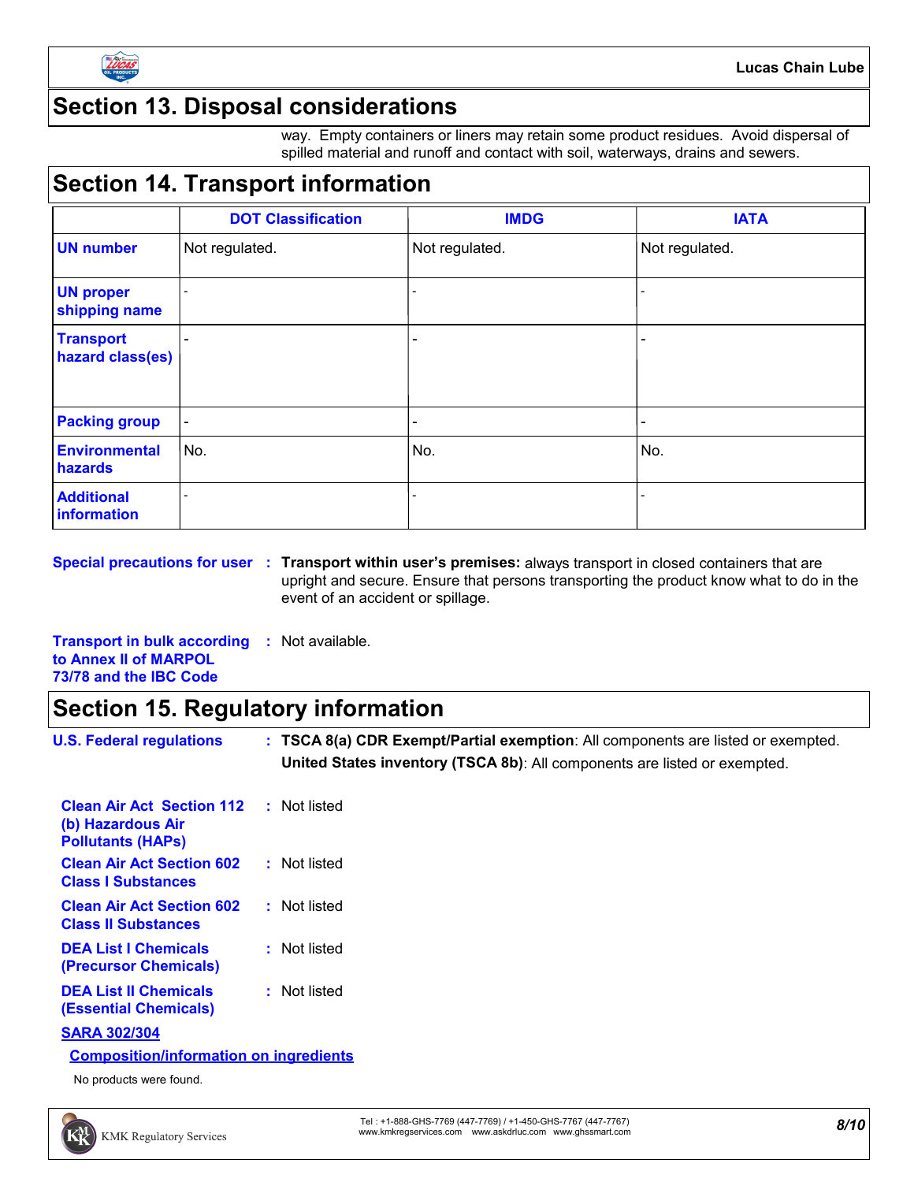## Section 13. Disposal considerations

way. Empty containers or liners may retain some product residues. Avoid dispersal of spilled material and runoff and contact with soil, waterways, drains and sewers.

## Section 14. Transport information

| | DOT Classification | IMDG | IATA |
|---|---|---|---|
| **UN number** | Not regulated. | Not regulated. | Not regulated. |
| **UN proper shipping name** | - | - | - |
| **Transport hazard class(es)** | - | - | - |
| **Packing group** | - | - | - |
| **Environmental hazards** | No. | No. | No. |
| **Additional information** | - | - | - |

**Special precautions for user** : **Transport within user's premises:** always transport in closed containers that are upright and secure. Ensure that persons transporting the product know what to do in the event of an accident or spillage.

**Transport in bulk according to Annex II of MARPOL 73/78 and the IBC Code** : Not available.

## Section 15. Regulatory information

**U.S. Federal regulations** : **TSCA 8(a) CDR Exempt/Partial exemption**: All components are listed or exempted.

**United States inventory (TSCA 8b)**: All components are listed or exempted.

**Clean Air Act Section 112 (b) Hazardous Air Pollutants (HAPs)** : Not listed

**Clean Air Act Section 602 Class I Substances** : Not listed

**Clean Air Act Section 602 Class II Substances** : Not listed

**DEA List I Chemicals (Precursor Chemicals)** : Not listed

**DEA List II Chemicals (Essential Chemicals)** : Not listed

**SARA 302/304**

**Composition/information on ingredients**

No products were found.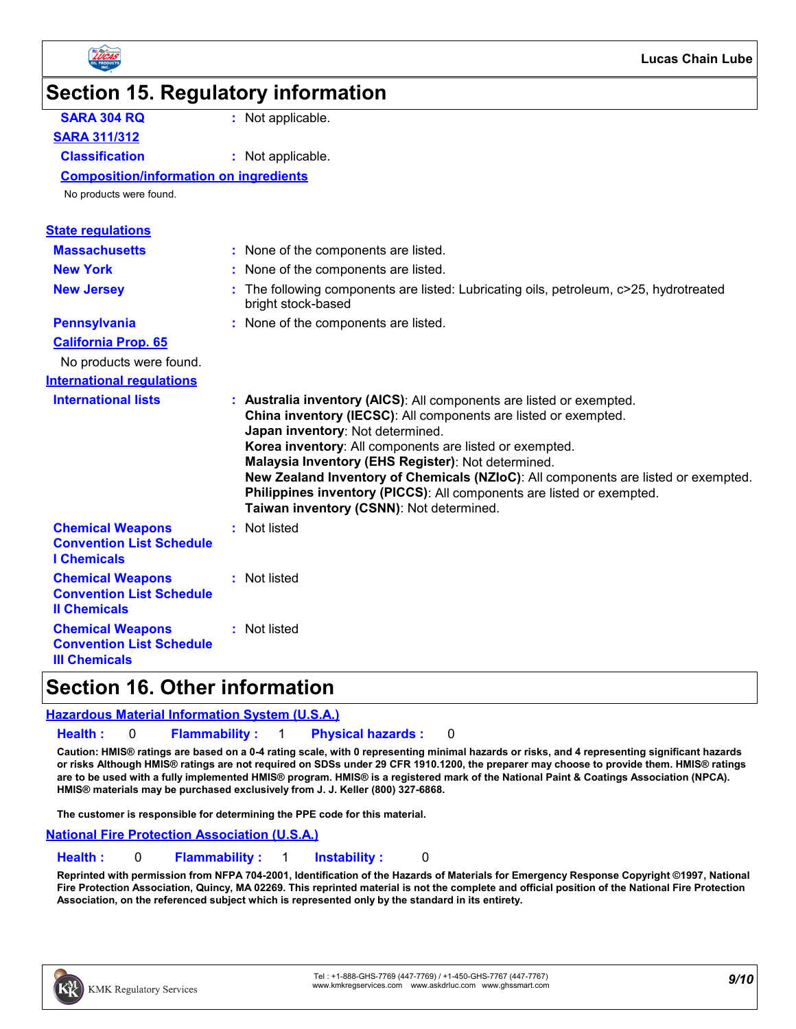## Section 15. Regulatory information

**SARA 304 RQ** : Not applicable.

**SARA 311/312**

**Classification** : Not applicable.

**Composition/information on ingredients**

No products were found.

**State regulations**

**Massachusetts** : None of the components are listed.

**New York** : None of the components are listed.

**New Jersey** : The following components are listed: Lubricating oils, petroleum, c>25, hydrotreated bright stock-based

**Pennsylvania** : None of the components are listed.

**California Prop. 65**

No products were found.

**International regulations**

**International lists** :
**Australia inventory (AICS)**: All components are listed or exempted.
**China inventory (IECSC)**: All components are listed or exempted.
**Japan inventory**: Not determined.
**Korea inventory**: All components are listed or exempted.
**Malaysia Inventory (EHS Register)**: Not determined.
**New Zealand Inventory of Chemicals (NZIoC)**: All components are listed or exempted.
**Philippines inventory (PICCS)**: All components are listed or exempted.
**Taiwan inventory (CSNN)**: Not determined.

**Chemical Weapons Convention List Schedule I Chemicals** : Not listed

**Chemical Weapons Convention List Schedule II Chemicals** : Not listed

**Chemical Weapons Convention List Schedule III Chemicals** : Not listed

## Section 16. Other information

**Hazardous Material Information System (U.S.A.)**

**Health :** 0 **Flammability :** 1 **Physical hazards :** 0

**Caution: HMIS® ratings are based on a 0-4 rating scale, with 0 representing minimal hazards or risks, and 4 representing significant hazards or risks Although HMIS® ratings are not required on SDSs under 29 CFR 1910.1200, the preparer may choose to provide them. HMIS® ratings are to be used with a fully implemented HMIS® program. HMIS® is a registered mark of the National Paint & Coatings Association (NPCA). HMIS® materials may be purchased exclusively from J. J. Keller (800) 327-6868.**

**The customer is responsible for determining the PPE code for this material.**

**National Fire Protection Association (U.S.A.)**

**Health :** 0 **Flammability :** 1 **Instability :** 0

**Reprinted with permission from NFPA 704-2001, Identification of the Hazards of Materials for Emergency Response Copyright ©1997, National Fire Protection Association, Quincy, MA 02269. This reprinted material is not the complete and official position of the National Fire Protection Association, on the referenced subject which is represented only by the standard in its entirety.**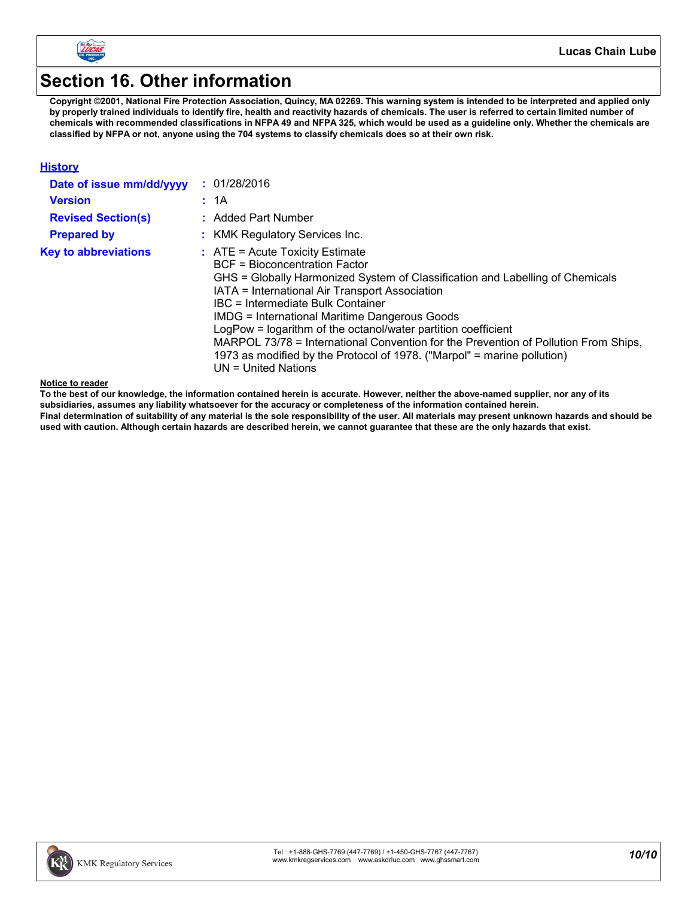# Section 16. Other information

**Copyright ©2001, National Fire Protection Association, Quincy, MA 02269. This warning system is intended to be interpreted and applied only by properly trained individuals to identify fire, health and reactivity hazards of chemicals. The user is referred to certain limited number of chemicals with recommended classifications in NFPA 49 and NFPA 325, which would be used as a guideline only. Whether the chemicals are classified by NFPA or not, anyone using the 704 systems to classify chemicals does so at their own risk.**

## History

**Date of issue mm/dd/yyyy** : 01/28/2016

**Version** : 1A

**Revised Section(s)** : Added Part Number

**Prepared by** : KMK Regulatory Services Inc.

**Key to abbreviations** :
ATE = Acute Toxicity Estimate
BCF = Bioconcentration Factor
GHS = Globally Harmonized System of Classification and Labelling of Chemicals
IATA = International Air Transport Association
IBC = Intermediate Bulk Container
IMDG = International Maritime Dangerous Goods
LogPow = logarithm of the octanol/water partition coefficient
MARPOL 73/78 = International Convention for the Prevention of Pollution From Ships, 1973 as modified by the Protocol of 1978. ("Marpol" = marine pollution)
UN = United Nations

**Notice to reader**

**To the best of our knowledge, the information contained herein is accurate. However, neither the above-named supplier, nor any of its subsidiaries, assumes any liability whatsoever for the accuracy or completeness of the information contained herein.**
**Final determination of suitability of any material is the sole responsibility of the user. All materials may present unknown hazards and should be used with caution. Although certain hazards are described herein, we cannot guarantee that these are the only hazards that exist.**